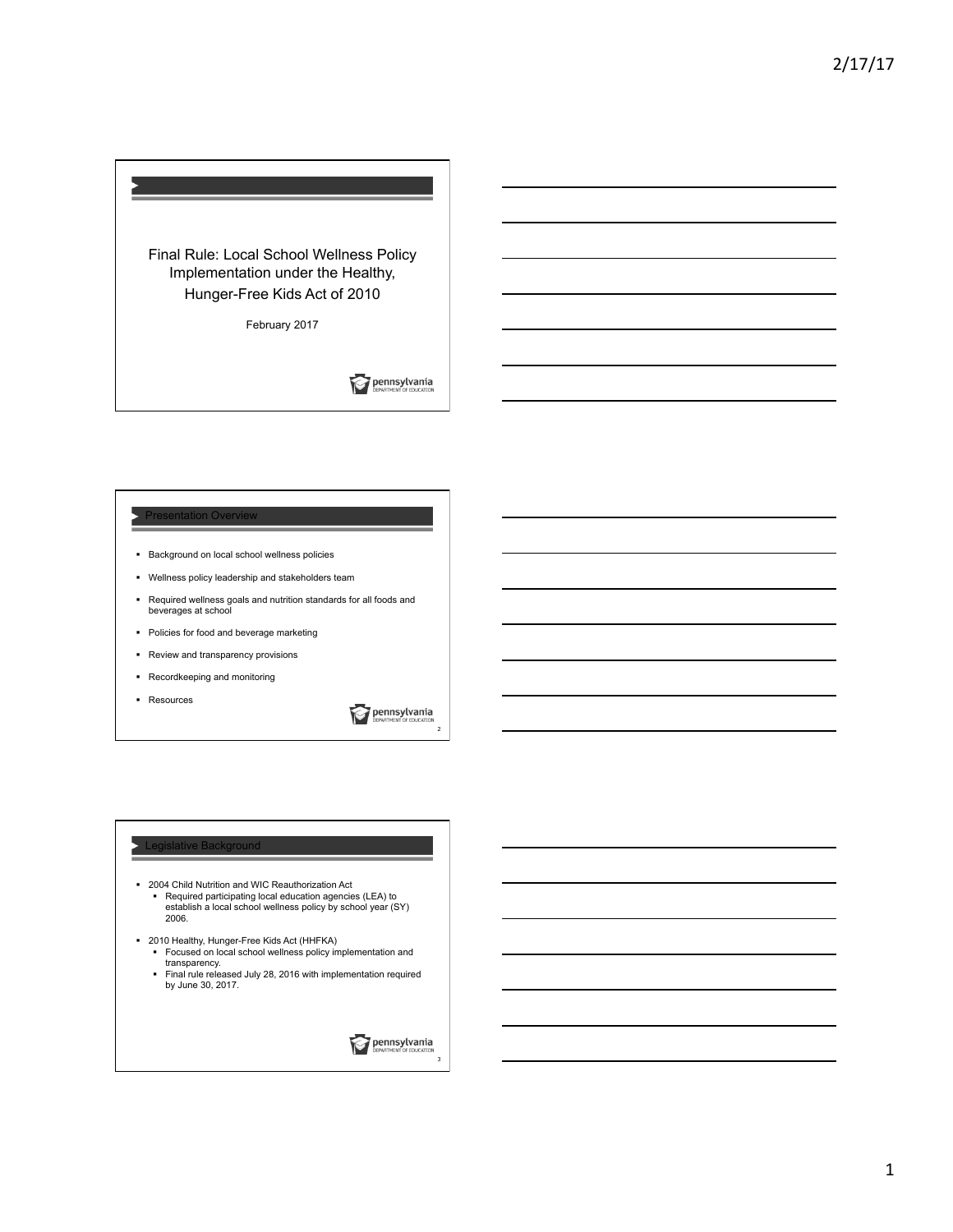# Final Rule: Local School Wellness Policy Implementation under the Healthy, Hunger-Free Kids Act of 2010

February 2017

## Presentation Overview

- Background on local school wellness policies
- Wellness policy leadership and stakeholders team
- Required wellness goals and nutrition standards for all foods and beverages at school
- Policies for food and beverage marketing
- Review and transparency provisions
- Recordkeeping and monitoring
- Resources

## Legislative Background

- 2004 Child Nutrition and WIC Reauthorization Act
  - Required participating local education agencies (LEA) to establish a local school wellness policy by school year (SY) 2006.
- 2010 Healthy, Hunger-Free Kids Act (HHFKA)
  - Focused on local school wellness policy implementation and transparency.
  - Final rule released July 28, 2016 with implementation required by June 30, 2017.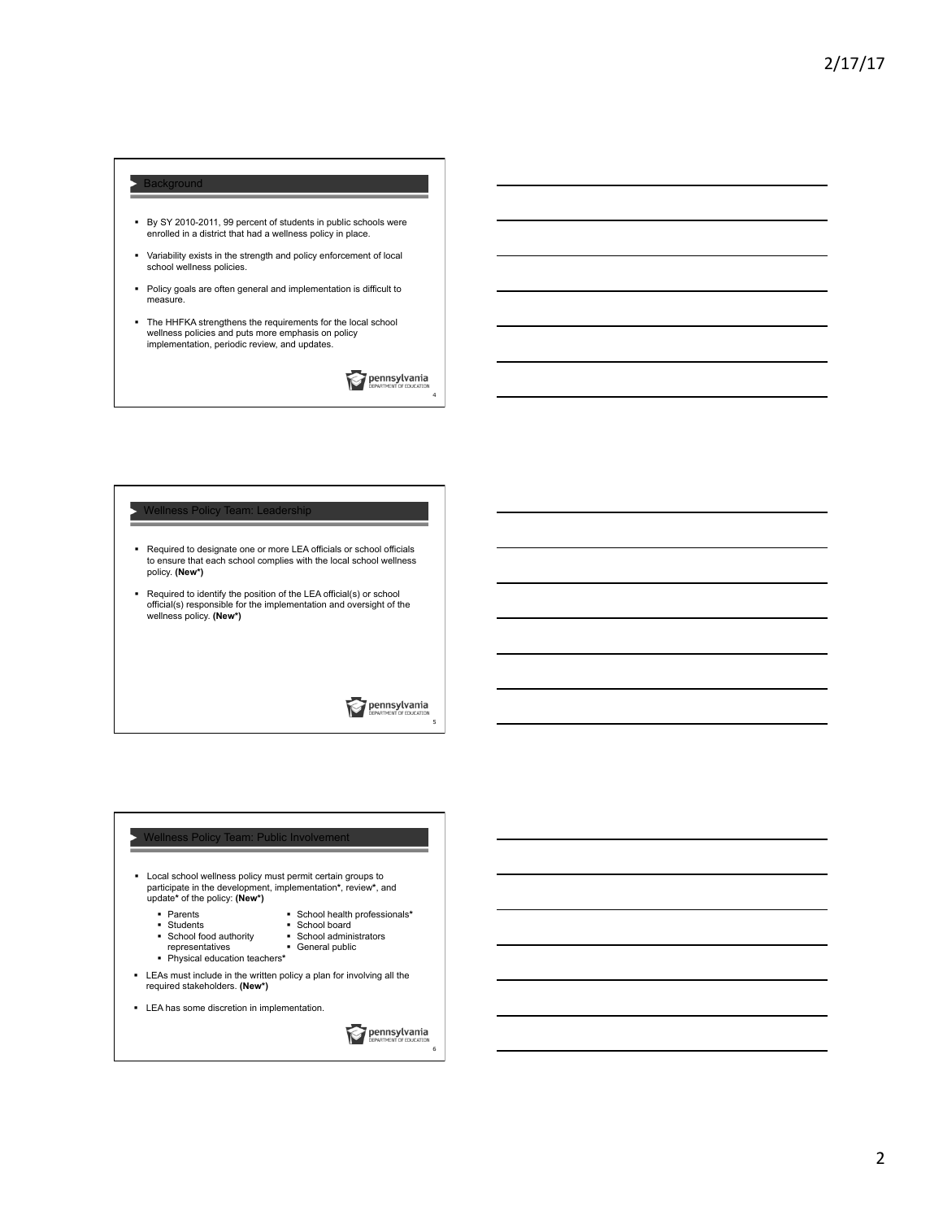## Background

- By SY 2010-2011, 99 percent of students in public schools were enrolled in a district that had a wellness policy in place.
- Variability exists in the strength and policy enforcement of local school wellness policies.
- Policy goals are often general and implementation is difficult to measure.
- The HHFKA strengthens the requirements for the local school wellness policies and puts more emphasis on policy implementation, periodic review, and updates.

## Wellness Policy Team: Leadership

- Required to designate one or more LEA officials or school officials to ensure that each school complies with the local school wellness policy. **(New*)**
- Required to identify the position of the LEA official(s) or school official(s) responsible for the implementation and oversight of the wellness policy. **(New*)**

## Wellness Policy Team: Public Involvement

- Local school wellness policy must permit certain groups to participate in the development, implementation*, review*, and update* of the policy: **(New*)**
  - Parents
  - Students
  - School food authority representatives
  - Physical education teachers*
  - School health professionals*
  - School board
  - School administrators
  - General public
- LEAs must include in the written policy a plan for involving all the required stakeholders. **(New*)**
- LEA has some discretion in implementation.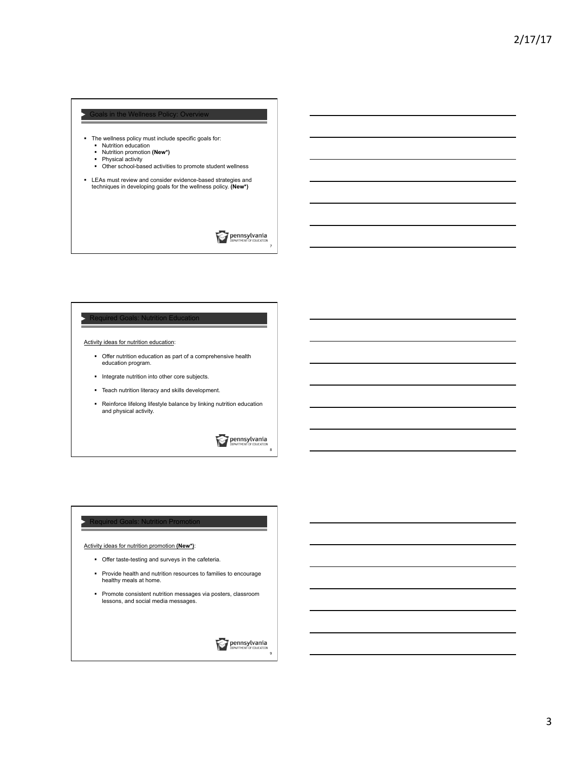## Goals in the Wellness Policy: Overview

- The wellness policy must include specific goals for:
  - Nutrition education
  - Nutrition promotion **(New*)**
  - Physical activity
  - Other school-based activities to promote student wellness
- LEAs must review and consider evidence-based strategies and techniques in developing goals for the wellness policy. **(New*)**

## Required Goals: Nutrition Education

Activity ideas for nutrition education:

- Offer nutrition education as part of a comprehensive health education program.
- Integrate nutrition into other core subjects.
- Teach nutrition literacy and skills development.
- Reinforce lifelong lifestyle balance by linking nutrition education and physical activity.

## Required Goals: Nutrition Promotion

Activity ideas for nutrition promotion **(New*)**:

- Offer taste-testing and surveys in the cafeteria.
- Provide health and nutrition resources to families to encourage healthy meals at home.
- Promote consistent nutrition messages via posters, classroom lessons, and social media messages.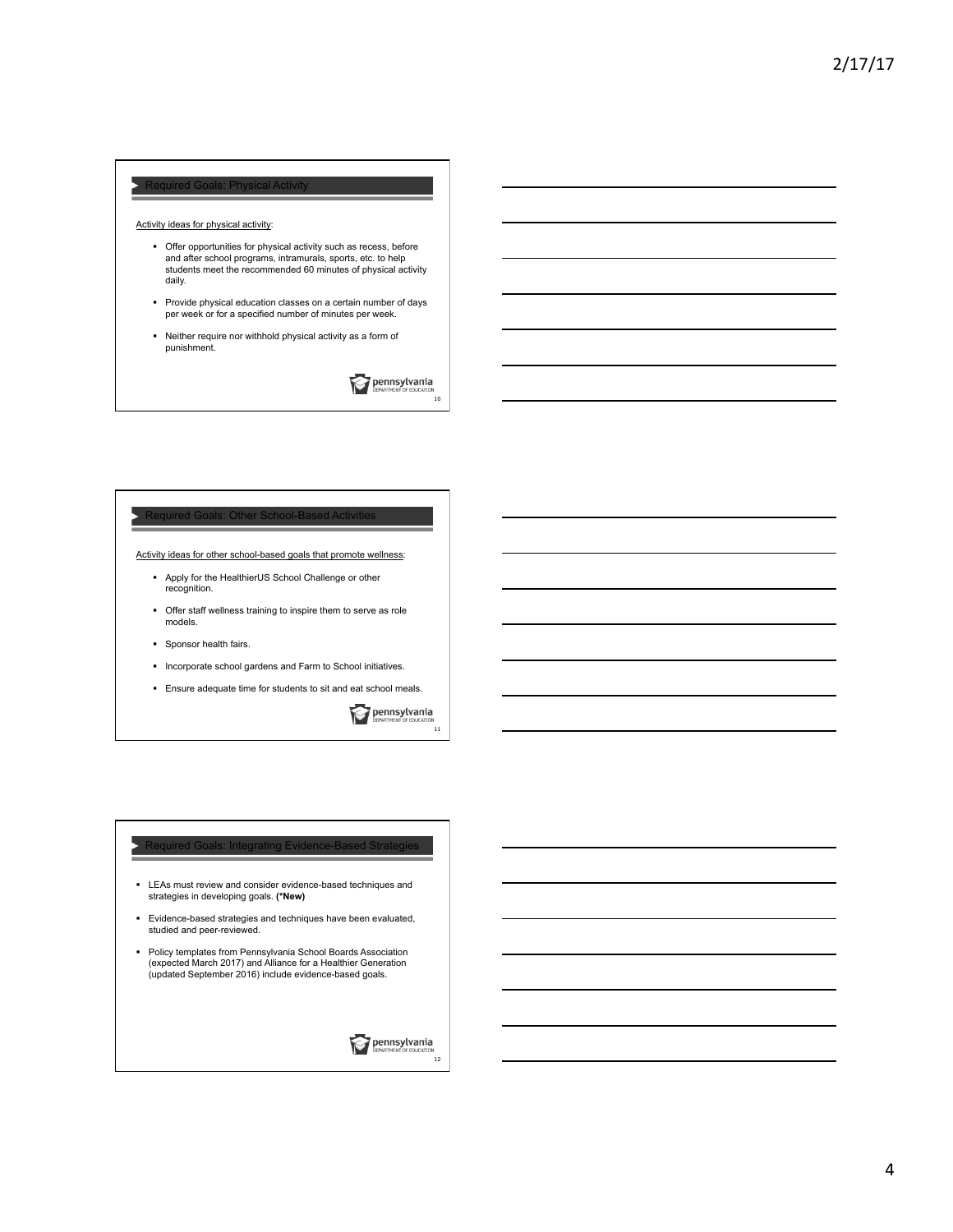## Required Goals: Physical Activity

Activity ideas for physical activity:

- Offer opportunities for physical activity such as recess, before and after school programs, intramurals, sports, etc. to help students meet the recommended 60 minutes of physical activity daily.
- Provide physical education classes on a certain number of days per week or for a specified number of minutes per week.
- Neither require nor withhold physical activity as a form of punishment.

## Required Goals: Other School-Based Activities

Activity ideas for other school-based goals that promote wellness:

- Apply for the HealthierUS School Challenge or other recognition.
- Offer staff wellness training to inspire them to serve as role models.
- Sponsor health fairs.
- Incorporate school gardens and Farm to School initiatives.
- Ensure adequate time for students to sit and eat school meals.

## Required Goals: Integrating Evidence-Based Strategies

- LEAs must review and consider evidence-based techniques and strategies in developing goals. **(*New)**
- Evidence-based strategies and techniques have been evaluated, studied and peer-reviewed.
- Policy templates from Pennsylvania School Boards Association (expected March 2017) and Alliance for a Healthier Generation (updated September 2016) include evidence-based goals.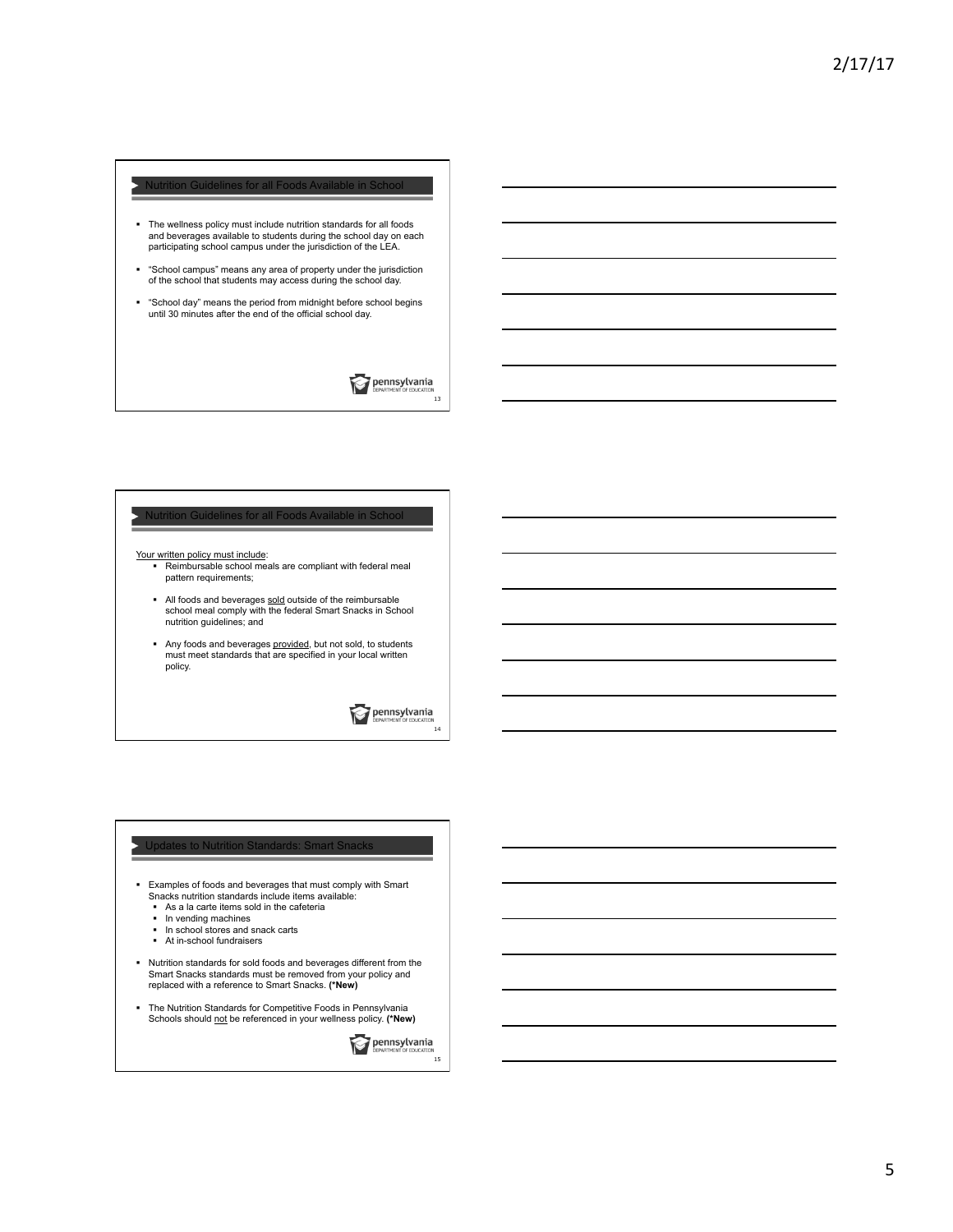## Nutrition Guidelines for all Foods Available in School

- The wellness policy must include nutrition standards for all foods and beverages available to students during the school day on each participating school campus under the jurisdiction of the LEA.
- "School campus" means any area of property under the jurisdiction of the school that students may access during the school day.
- "School day" means the period from midnight before school begins until 30 minutes after the end of the official school day.

## Nutrition Guidelines for all Foods Available in School

Your written policy must include:

- Reimbursable school meals are compliant with federal meal pattern requirements;
- All foods and beverages sold outside of the reimbursable school meal comply with the federal Smart Snacks in School nutrition guidelines; and
- Any foods and beverages provided, but not sold, to students must meet standards that are specified in your local written policy.

## Updates to Nutrition Standards: Smart Snacks

- Examples of foods and beverages that must comply with Smart Snacks nutrition standards include items available:
  - As a la carte items sold in the cafeteria
  - In vending machines
  - In school stores and snack carts
  - At in-school fundraisers
- Nutrition standards for sold foods and beverages different from the Smart Snacks standards must be removed from your policy and replaced with a reference to Smart Snacks. **(\*New)**
- The Nutrition Standards for Competitive Foods in Pennsylvania Schools should not be referenced in your wellness policy. **(\*New)**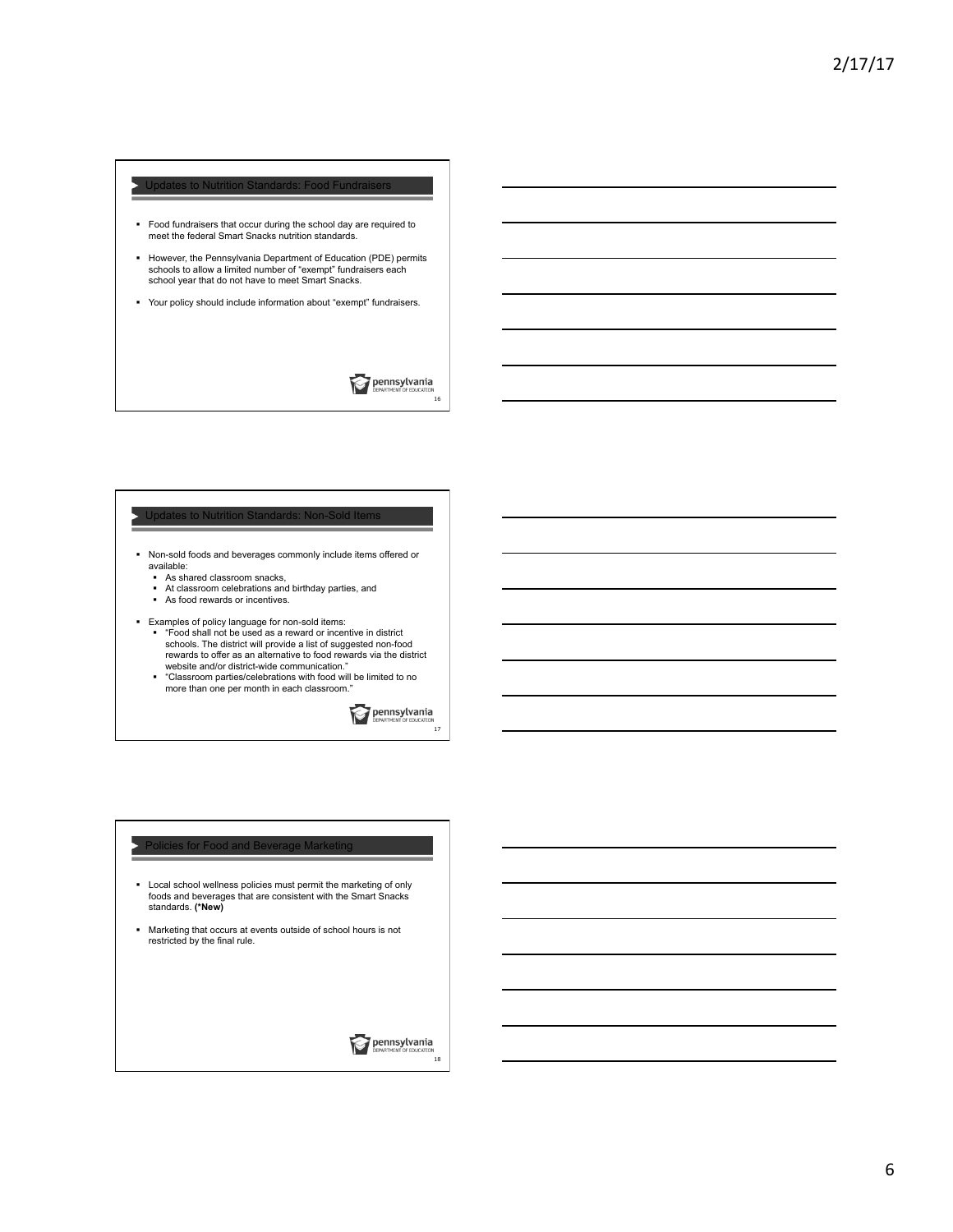## Updates to Nutrition Standards: Food Fundraisers

- Food fundraisers that occur during the school day are required to meet the federal Smart Snacks nutrition standards.
- However, the Pennsylvania Department of Education (PDE) permits schools to allow a limited number of "exempt" fundraisers each school year that do not have to meet Smart Snacks.
- Your policy should include information about "exempt" fundraisers.

## Updates to Nutrition Standards: Non-Sold Items

- Non-sold foods and beverages commonly include items offered or available:
  - As shared classroom snacks,
  - At classroom celebrations and birthday parties, and
  - As food rewards or incentives.
- Examples of policy language for non-sold items:
  - "Food shall not be used as a reward or incentive in district schools. The district will provide a list of suggested non-food rewards to offer as an alternative to food rewards via the district website and/or district-wide communication."
  - "Classroom parties/celebrations with food will be limited to no more than one per month in each classroom."

## Policies for Food and Beverage Marketing

- Local school wellness policies must permit the marketing of only foods and beverages that are consistent with the Smart Snacks standards. **(*New)**
- Marketing that occurs at events outside of school hours is not restricted by the final rule.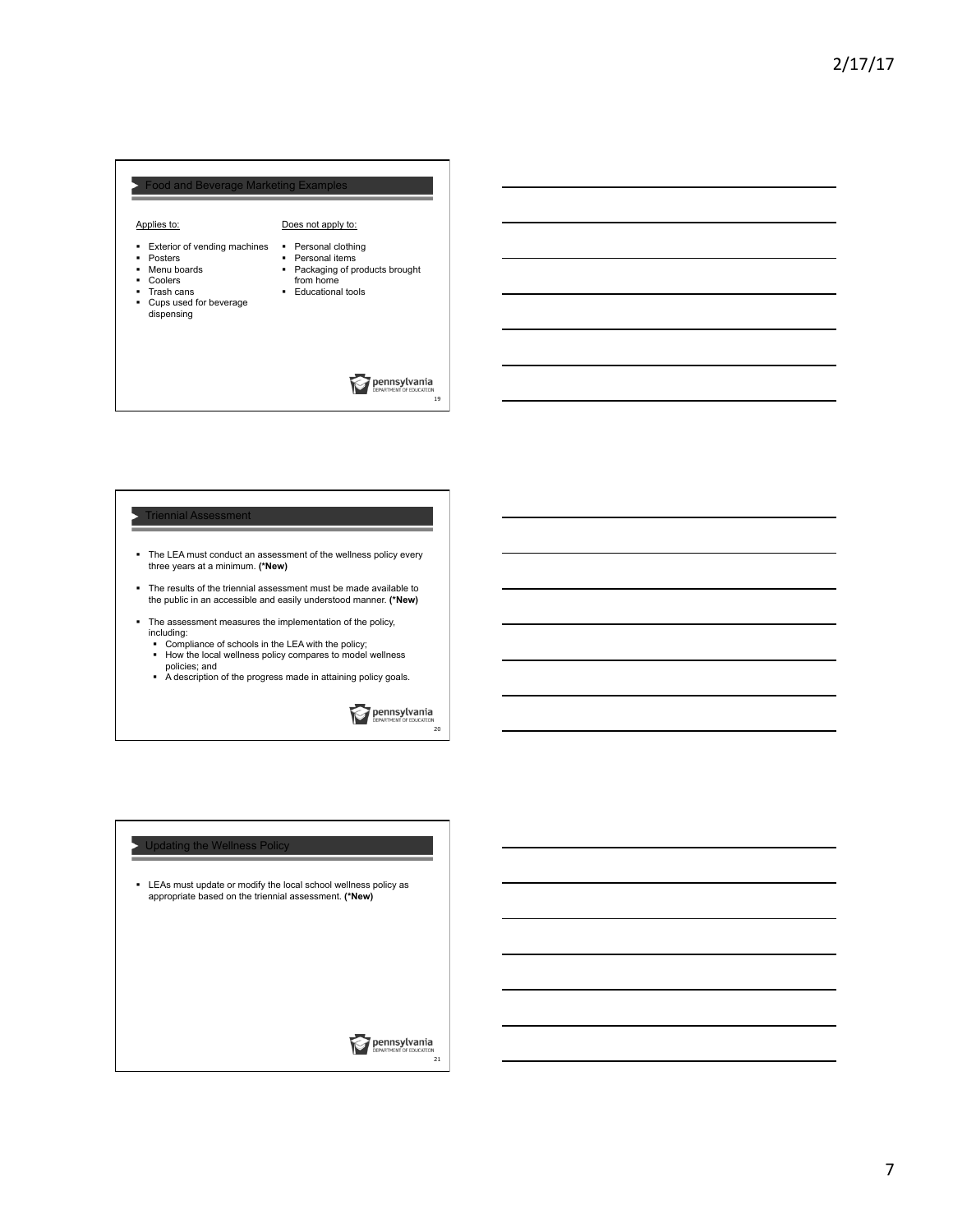## Food and Beverage Marketing Examples

Applies to:

- Exterior of vending machines
- Posters
- Menu boards
- Coolers
- Trash cans
- Cups used for beverage dispensing

Does not apply to:

- Personal clothing
- Personal items
- Packaging of products brought from home
- Educational tools

## Triennial Assessment

- The LEA must conduct an assessment of the wellness policy every three years at a minimum. **(*New)**
- The results of the triennial assessment must be made available to the public in an accessible and easily understood manner. **(*New)**
- The assessment measures the implementation of the policy, including:
  - Compliance of schools in the LEA with the policy;
  - How the local wellness policy compares to model wellness policies; and
  - A description of the progress made in attaining policy goals.

## Updating the Wellness Policy

- LEAs must update or modify the local school wellness policy as appropriate based on the triennial assessment. **(*New)**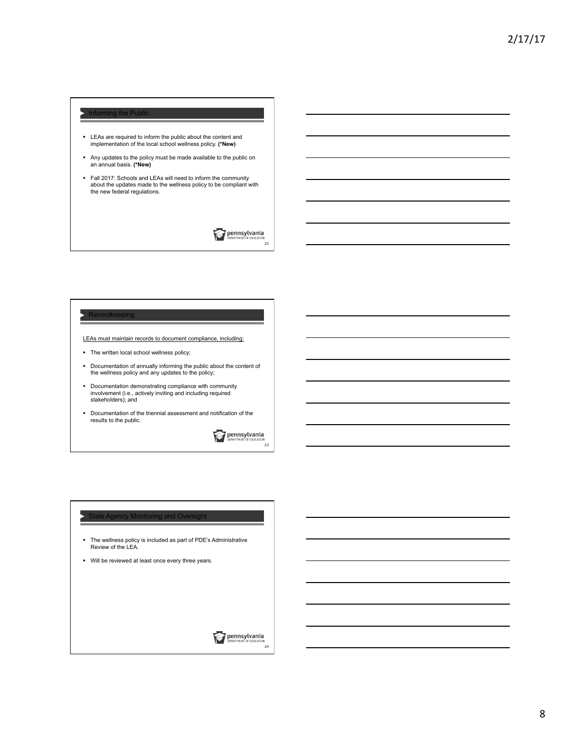## Informing the Public

- LEAs are required to inform the public about the content and implementation of the local school wellness policy. **(*New)**
- Any updates to the policy must be made available to the public on an annual basis. **(*New)**
- Fall 2017: Schools and LEAs will need to inform the community about the updates made to the wellness policy to be compliant with the new federal regulations.

## Recordkeeping

LEAs must maintain records to document compliance, including:

- The written local school wellness policy;
- Documentation of annually informing the public about the content of the wellness policy and any updates to the policy;
- Documentation demonstrating compliance with community involvement (i.e., actively inviting and including required stakeholders); and
- Documentation of the triennial assessment and notification of the results to the public.

## State Agency Monitoring and Oversight

- The wellness policy is included as part of PDE's Administrative Review of the LEA.
- Will be reviewed at least once every three years.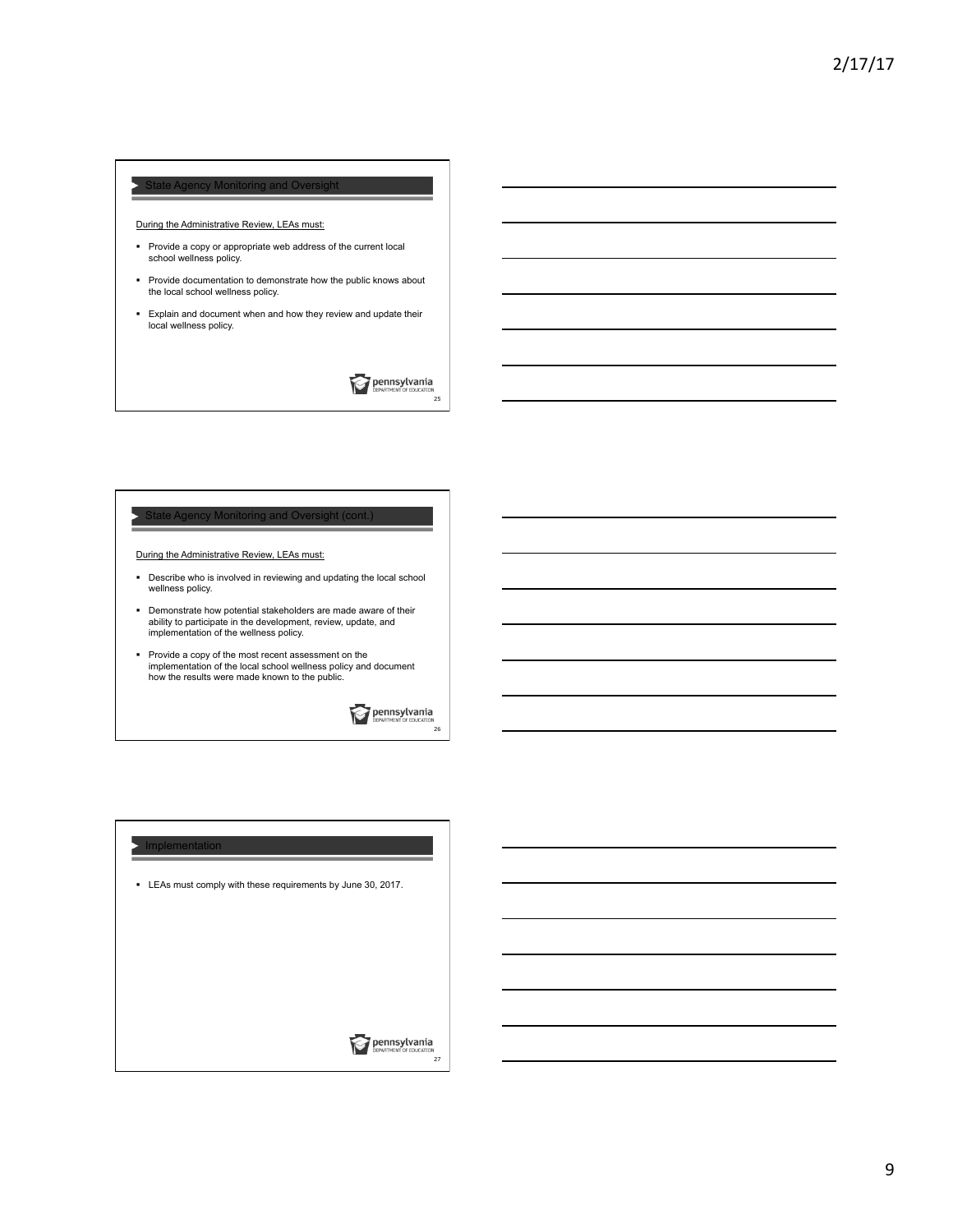## State Agency Monitoring and Oversight

During the Administrative Review, LEAs must:

- Provide a copy or appropriate web address of the current local school wellness policy.
- Provide documentation to demonstrate how the public knows about the local school wellness policy.
- Explain and document when and how they review and update their local wellness policy.

## State Agency Monitoring and Oversight (cont.)

During the Administrative Review, LEAs must:

- Describe who is involved in reviewing and updating the local school wellness policy.
- Demonstrate how potential stakeholders are made aware of their ability to participate in the development, review, update, and implementation of the wellness policy.
- Provide a copy of the most recent assessment on the implementation of the local school wellness policy and document how the results were made known to the public.

## Implementation

- LEAs must comply with these requirements by June 30, 2017.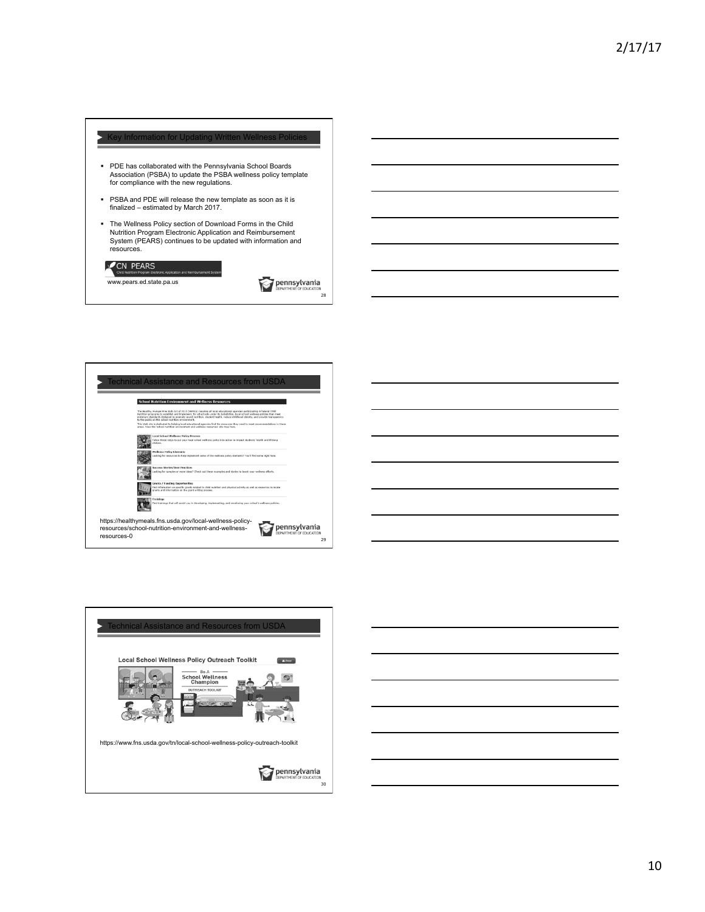## Key Information for Updating Written Wellness Policies

- PDE has collaborated with the Pennsylvania School Boards Association (PSBA) to update the PSBA wellness policy template for compliance with the new regulations.
- PSBA and PDE will release the new template as soon as it is finalized – estimated by March 2017.
- The Wellness Policy section of Download Forms in the Child Nutrition Program Electronic Application and Reimbursement System (PEARS) continues to be updated with information and resources.

CN PEARS
Child Nutrition Program Electronic Application and Reimbursement System

www.pears.ed.state.pa.us

## Technical Assistance and Resources from USDA

**School Nutrition Environment and Wellness Resources**

https://healthymeals.fns.usda.gov/local-wellness-policy-resources/school-nutrition-environment-and-wellness-resources-0

## Technical Assistance and Resources from USDA

**Local School Wellness Policy Outreach Toolkit**

https://www.fns.usda.gov/tn/local-school-wellness-policy-outreach-toolkit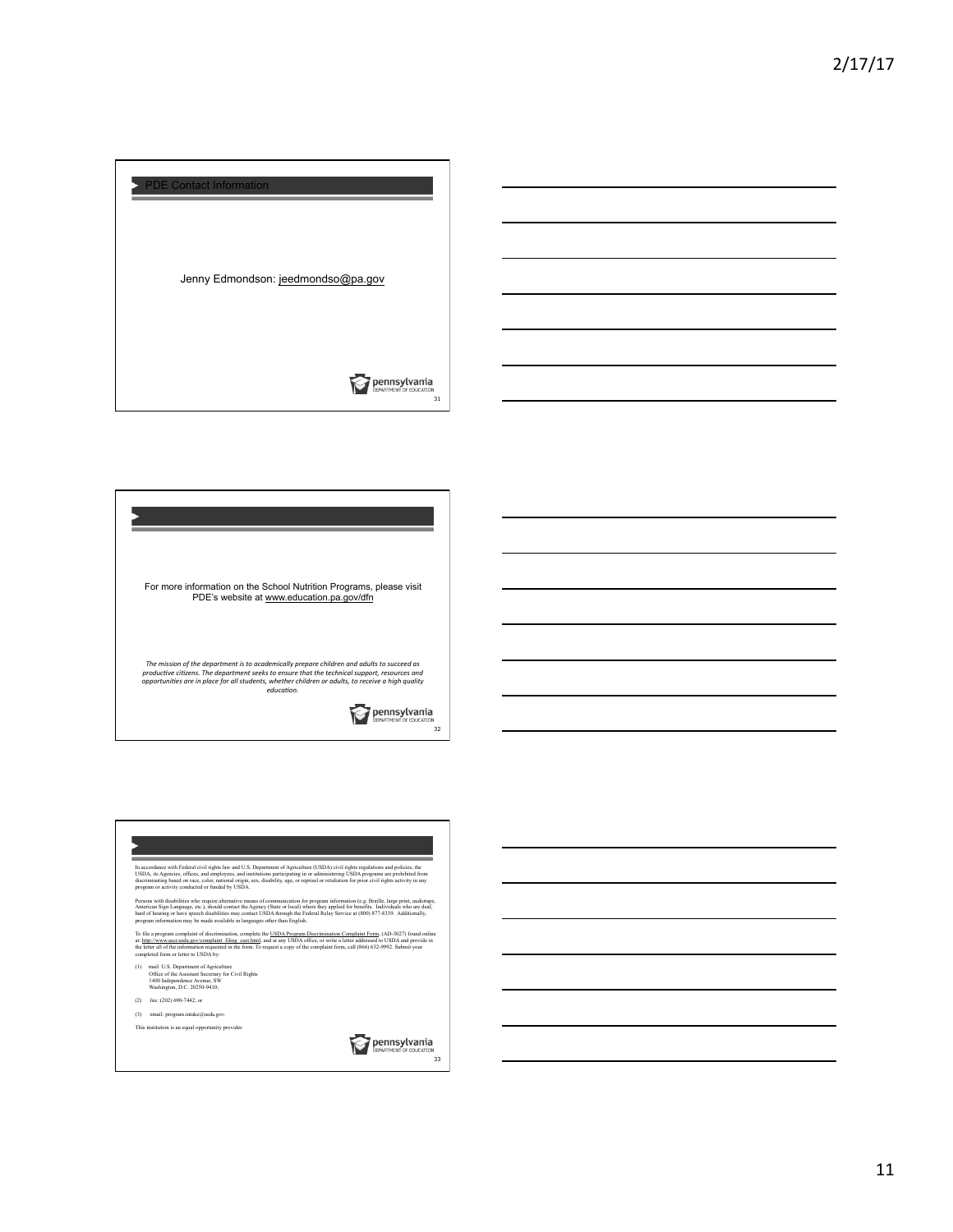## PDE Contact Information

Jenny Edmondson: jeedmondso@pa.gov

---

For more information on the School Nutrition Programs, please visit PDE's website at www.education.pa.gov/dfn

*The mission of the department is to academically prepare children and adults to succeed as productive citizens. The department seeks to ensure that the technical support, resources and opportunities are in place for all students, whether children or adults, to receive a high quality education.*

---

In accordance with Federal civil rights law and U.S. Department of Agriculture (USDA) civil rights regulations and policies, the USDA, its Agencies, offices, and employees, and institutions participating in or administering USDA programs are prohibited from discriminating based on race, color, national origin, sex, disability, age, or reprisal or retaliation for prior civil rights activity in any program or activity conducted or funded by USDA.

Persons with disabilities who require alternative means of communication for program information (e.g. Braille, large print, audiotape, American Sign Language, etc.), should contact the Agency (State or local) where they applied for benefits. Individuals who are deaf, hard of hearing or have speech disabilities may contact USDA through the Federal Relay Service at (800) 877-8339. Additionally, program information may be made available in languages other than English.

To file a program complaint of discrimination, complete the USDA Program Discrimination Complaint Form, (AD-3027) found online at: http://www.ascr.usda.gov/complaint_filing_cust.html, and at any USDA office, or write a letter addressed to USDA and provide in the letter all of the information requested in the form. To request a copy of the complaint form, call (866) 632-9992. Submit your completed form or letter to USDA by:

(1) mail: U.S. Department of Agriculture
Office of the Assistant Secretary for Civil Rights
1400 Independence Avenue, SW
Washington, D.C. 20250-9410;

(2) fax: (202) 690-7442; or

(3) email: program.intake@usda.gov.

This institution is an equal opportunity provider.